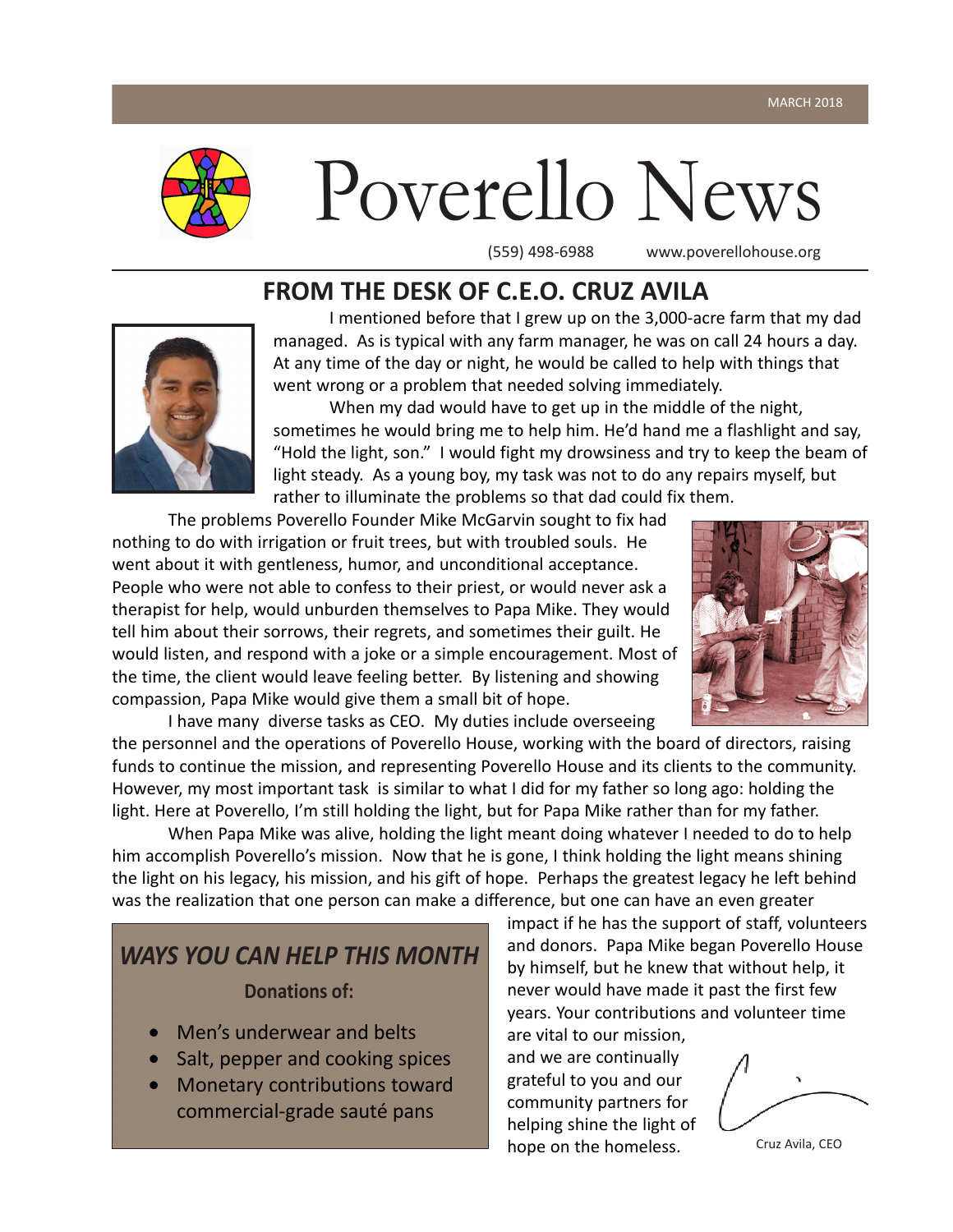MARCH 2018

# Poverello News

(559) 498-6988 www.poverellohouse.org

## FROM THE DESK OF C.E.O. CRUZ AVILA

I mentioned before that I grew up on the 3,000-acre farm that my dad managed. As is typical with any farm manager, he was on call 24 hours a day. At any time of the day or night, he would be called to help with things that went wrong or a problem that needed solving immediately.

When my dad would have to get up in the middle of the night, sometimes he would bring me to help him. He'd hand me a flashlight and say, "Hold the light, son." I would fight my drowsiness and try to keep the beam of light steady. As a young boy, my task was not to do any repairs myself, but rather to illuminate the problems so that dad could fix them.

The problems Poverello Founder Mike McGarvin sought to fix had nothing to do with irrigation or fruit trees, but with troubled souls. He went about it with gentleness, humor, and unconditional acceptance. People who were not able to confess to their priest, or would never ask a therapist for help, would unburden themselves to Papa Mike. They would tell him about their sorrows, their regrets, and sometimes their guilt. He would listen, and respond with a joke or a simple encouragement. Most of the time, the client would leave feeling better. By listening and showing compassion, Papa Mike would give them a small bit of hope.

I have many diverse tasks as CEO. My duties include overseeing the personnel and the operations of Poverello House, working with the board of directors, raising funds to continue the mission, and representing Poverello House and its clients to the community. However, my most important task is similar to what I did for my father so long ago: holding the light. Here at Poverello, I'm still holding the light, but for Papa Mike rather than for my father.

When Papa Mike was alive, holding the light meant doing whatever I needed to do to help him accomplish Poverello's mission. Now that he is gone, I think holding the light means shining the light on his legacy, his mission, and his gift of hope. Perhaps the greatest legacy he left behind was the realization that one person can make a difference, but one can have an even greater impact if he has the support of staff, volunteers and donors. Papa Mike began Poverello House by himself, but he knew that without help, it never would have made it past the first few years. Your contributions and volunteer time are vital to our mission, and we are continually grateful to you and our community partners for helping shine the light of hope on the homeless.

Cruz Avila, CEO

### *WAYS YOU CAN HELP THIS MONTH*

**Donations of:**

- Men's underwear and belts
- Salt, pepper and cooking spices
- Monetary contributions toward commercial-grade sauté pans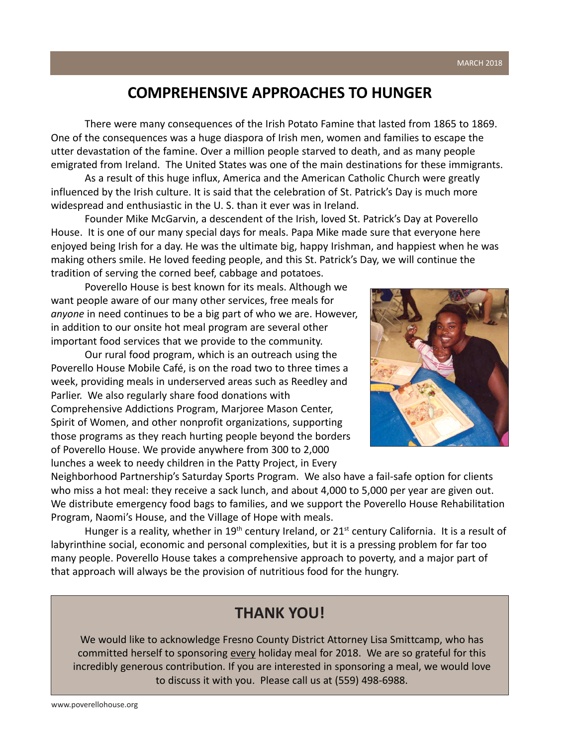# COMPREHENSIVE APPROACHES TO HUNGER

There were many consequences of the Irish Potato Famine that lasted from 1865 to 1869. One of the consequences was a huge diaspora of Irish men, women and families to escape the utter devastation of the famine. Over a million people starved to death, and as many people emigrated from Ireland. The United States was one of the main destinations for these immigrants.

As a result of this huge influx, America and the American Catholic Church were greatly influenced by the Irish culture. It is said that the celebration of St. Patrick's Day is much more widespread and enthusiastic in the U. S. than it ever was in Ireland.

Founder Mike McGarvin, a descendent of the Irish, loved St. Patrick's Day at Poverello House. It is one of our many special days for meals. Papa Mike made sure that everyone here enjoyed being Irish for a day. He was the ultimate big, happy Irishman, and happiest when he was making others smile. He loved feeding people, and this St. Patrick's Day, we will continue the tradition of serving the corned beef, cabbage and potatoes.

Poverello House is best known for its meals. Although we want people aware of our many other services, free meals for *anyone* in need continues to be a big part of who we are. However, in addition to our onsite hot meal program are several other important food services that we provide to the community.

Our rural food program, which is an outreach using the Poverello House Mobile Café, is on the road two to three times a week, providing meals in underserved areas such as Reedley and Parlier. We also regularly share food donations with Comprehensive Addictions Program, Marjoree Mason Center, Spirit of Women, and other nonprofit organizations, supporting those programs as they reach hurting people beyond the borders of Poverello House. We provide anywhere from 300 to 2,000 lunches a week to needy children in the Patty Project, in Every Neighborhood Partnership's Saturday Sports Program. We also have a fail-safe option for clients who miss a hot meal: they receive a sack lunch, and about 4,000 to 5,000 per year are given out. We distribute emergency food bags to families, and we support the Poverello House Rehabilitation Program, Naomi's House, and the Village of Hope with meals.

Hunger is a reality, whether in 19th century Ireland, or 21st century California. It is a result of labyrinthine social, economic and personal complexities, but it is a pressing problem for far too many people. Poverello House takes a comprehensive approach to poverty, and a major part of that approach will always be the provision of nutritious food for the hungry.

## THANK YOU!

We would like to acknowledge Fresno County District Attorney Lisa Smittcamp, who has committed herself to sponsoring every holiday meal for 2018. We are so grateful for this incredibly generous contribution. If you are interested in sponsoring a meal, we would love to discuss it with you. Please call us at (559) 498-6988.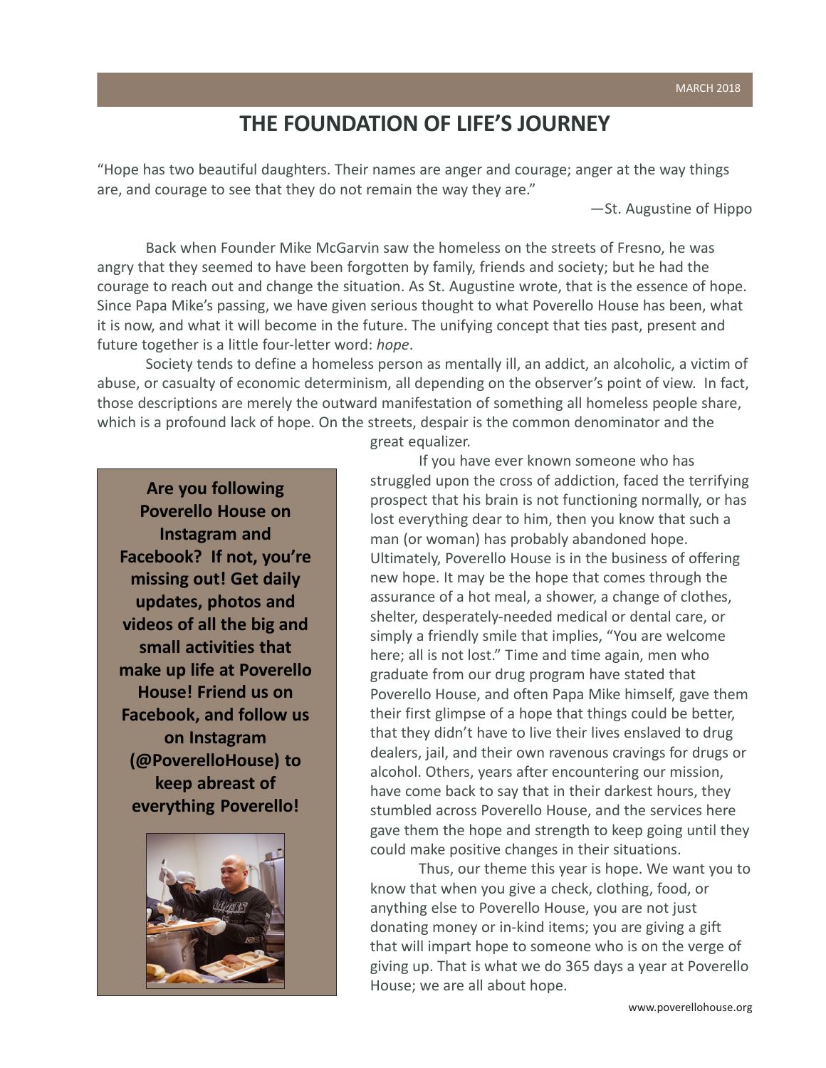MARCH 2018

# THE FOUNDATION OF LIFE'S JOURNEY

"Hope has two beautiful daughters. Their names are anger and courage; anger at the way things are, and courage to see that they do not remain the way they are."

—St. Augustine of Hippo

Back when Founder Mike McGarvin saw the homeless on the streets of Fresno, he was angry that they seemed to have been forgotten by family, friends and society; but he had the courage to reach out and change the situation. As St. Augustine wrote, that is the essence of hope. Since Papa Mike's passing, we have given serious thought to what Poverello House has been, what it is now, and what it will become in the future. The unifying concept that ties past, present and future together is a little four-letter word: *hope*.

Society tends to define a homeless person as mentally ill, an addict, an alcoholic, a victim of abuse, or casualty of economic determinism, all depending on the observer's point of view. In fact, those descriptions are merely the outward manifestation of something all homeless people share, which is a profound lack of hope. On the streets, despair is the common denominator and the great equalizer.

If you have ever known someone who has struggled upon the cross of addiction, faced the terrifying prospect that his brain is not functioning normally, or has lost everything dear to him, then you know that such a man (or woman) has probably abandoned hope. Ultimately, Poverello House is in the business of offering new hope. It may be the hope that comes through the assurance of a hot meal, a shower, a change of clothes, shelter, desperately-needed medical or dental care, or simply a friendly smile that implies, "You are welcome here; all is not lost." Time and time again, men who graduate from our drug program have stated that Poverello House, and often Papa Mike himself, gave them their first glimpse of a hope that things could be better, that they didn't have to live their lives enslaved to drug dealers, jail, and their own ravenous cravings for drugs or alcohol. Others, years after encountering our mission, have come back to say that in their darkest hours, they stumbled across Poverello House, and the services here gave them the hope and strength to keep going until they could make positive changes in their situations.

Thus, our theme this year is hope. We want you to know that when you give a check, clothing, food, or anything else to Poverello House, you are not just donating money or in-kind items; you are giving a gift that will impart hope to someone who is on the verge of giving up. That is what we do 365 days a year at Poverello House; we are all about hope.

**Are you following Poverello House on Instagram and Facebook? If not, you're missing out! Get daily updates, photos and videos of all the big and small activities that make up life at Poverello House! Friend us on Facebook, and follow us on Instagram (@PoverelloHouse) to keep abreast of everything Poverello!**

www.poverellohouse.org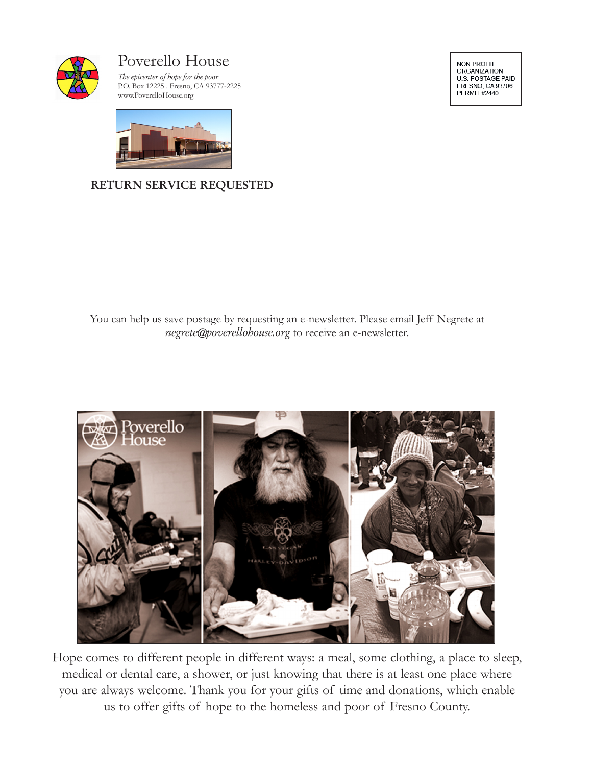Poverello House

*The epicenter of hope for the poor*
P.O. Box 12225 . Fresno, CA 93777-2225
www.PoverelloHouse.org

NON PROFIT
ORGANIZATION
U.S. POSTAGE PAID
FRESNO, CA 93706
PERMIT #2440

**RETURN SERVICE REQUESTED**

You can help us save postage by requesting an e-newsletter. Please email Jeff Negrete at *negrete@poverellohouse.org* to receive an e-newsletter.

Hope comes to different people in different ways: a meal, some clothing, a place to sleep, medical or dental care, a shower, or just knowing that there is at least one place where you are always welcome. Thank you for your gifts of time and donations, which enable us to offer gifts of hope to the homeless and poor of Fresno County.